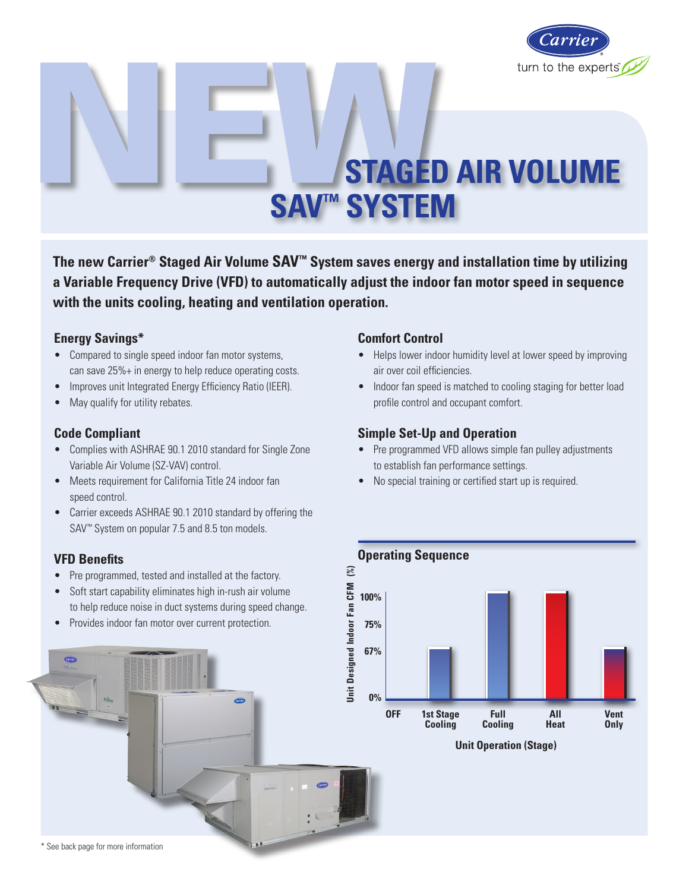# NEW STAGED AIR VOLUME SAV™ SYSTEM

**The new Carrier® Staged Air Volume SAV™ System saves energy and installation time by utilizing a Variable Frequency Drive (VFD) to automatically adjust the indoor fan motor speed in sequence with the units cooling, heating and ventilation operation.**

## Energy Savings*

- Compared to single speed indoor fan motor systems, can save 25%+ in energy to help reduce operating costs.
- Improves unit Integrated Energy Efficiency Ratio (IEER).
- May qualify for utility rebates.

## Code Compliant

- Complies with ASHRAE 90.1 2010 standard for Single Zone Variable Air Volume (SZ-VAV) control.
- Meets requirement for California Title 24 indoor fan speed control.
- Carrier exceeds ASHRAE 90.1 2010 standard by offering the SAV™ System on popular 7.5 and 8.5 ton models.

## VFD Benefits

- Pre programmed, tested and installed at the factory.
- Soft start capability eliminates high in-rush air volume to help reduce noise in duct systems during speed change.
- Provides indoor fan motor over current protection.

## Comfort Control

- Helps lower indoor humidity level at lower speed by improving air over coil efficiencies.
- Indoor fan speed is matched to cooling staging for better load profile control and occupant comfort.

## Simple Set-Up and Operation

- Pre programmed VFD allows simple fan pulley adjustments to establish fan performance settings.
- No special training or certified start up is required.

## Operating Sequence

| Unit Operation (Stage) | Unit Designed Indoor Fan CFM (%) |
|---|---|
| OFF | 0% |
| 1st Stage Cooling | 67% |
| Full Cooling | 100% |
| All Heat | 100% |
| Vent Only | 67% |

\* See back page for more information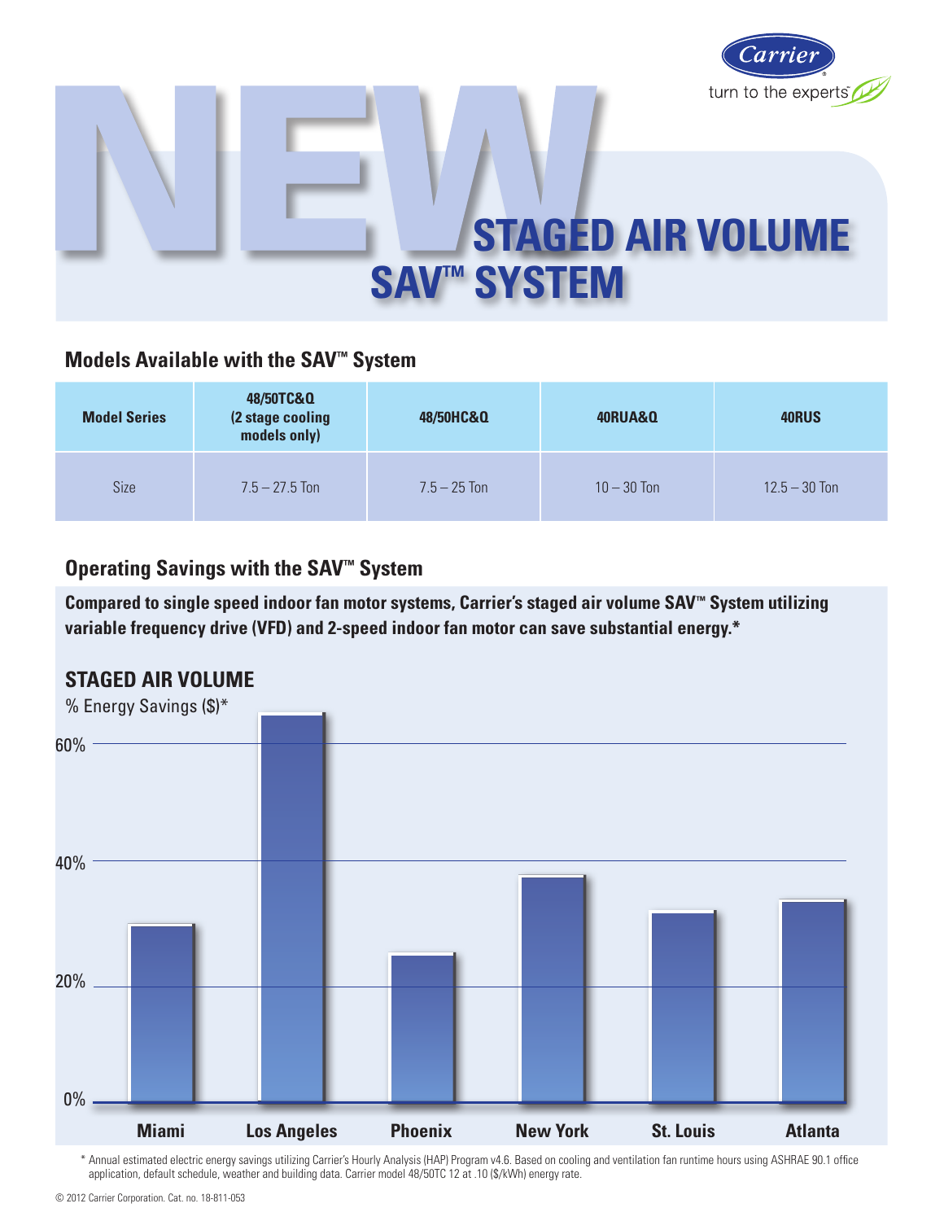Carrier

turn to the experts

# NEW STAGED AIR VOLUME SAV™ SYSTEM

## Models Available with the SAV™ System

| Model Series | 48/50TC&Q (2 stage cooling models only) | 48/50HC&Q | 40RUA&Q | 40RUS |
|---|---|---|---|---|
| Size | 7.5 – 27.5 Ton | 7.5 – 25 Ton | 10 – 30 Ton | 12.5 – 30 Ton |

## Operating Savings with the SAV™ System

**Compared to single speed indoor fan motor systems, Carrier's staged air volume SAV™ System utilizing variable frequency drive (VFD) and 2-speed indoor fan motor can save substantial energy.***

### STAGED AIR VOLUME

% Energy Savings ($)*

60%

40%

20%

0%

Miami

Los Angeles

Phoenix

New York

St. Louis

Atlanta

\* Annual estimated electric energy savings utilizing Carrier's Hourly Analysis (HAP) Program v4.6. Based on cooling and ventilation fan runtime hours using ASHRAE 90.1 office application, default schedule, weather and building data. Carrier model 48/50TC 12 at .10 ($/kWh) energy rate.

© 2012 Carrier Corporation. Cat. no. 18-811-053